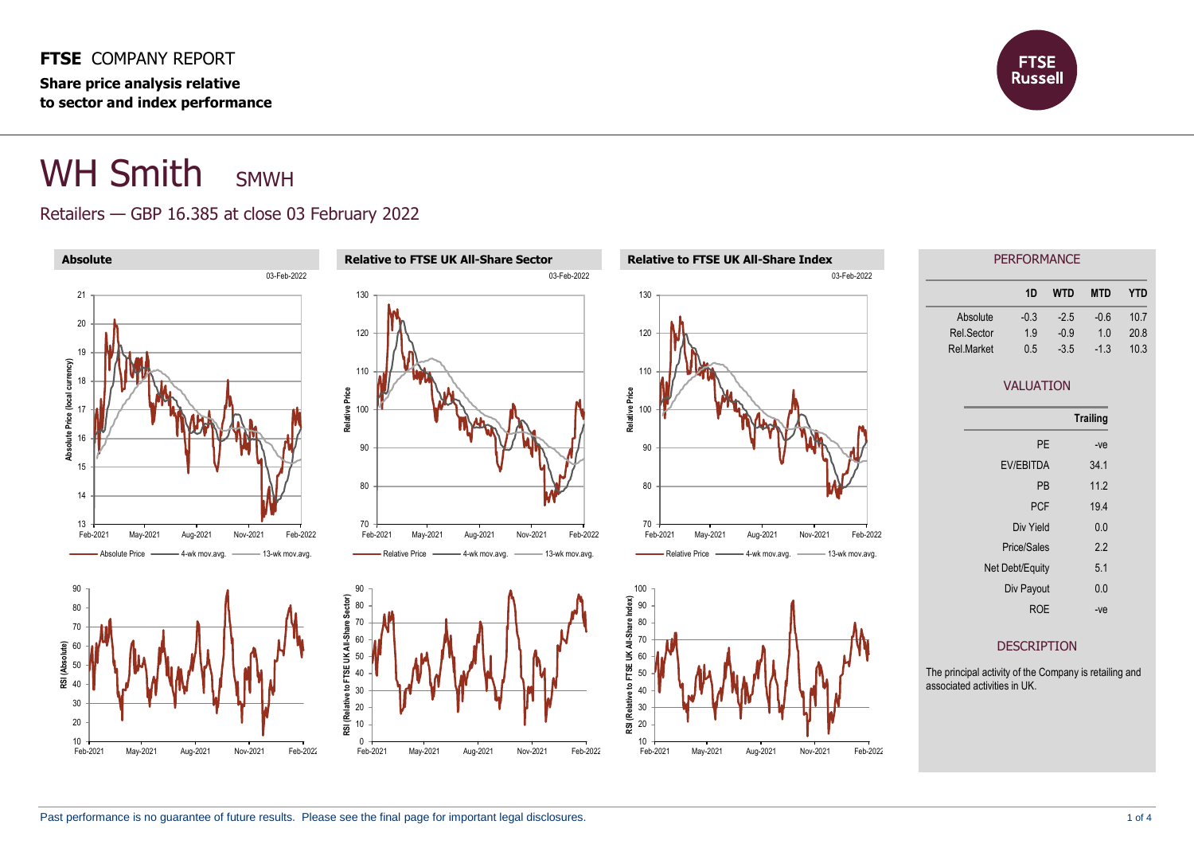**FTSE** COMPANY REPORT

**Share price analysis relative to sector and index performance**

# WH Smith SMWH

Retailers — GBP 16.385 at close 03 February 2022

### Absolute

### Relative to FTSE UK All-Share Sector

### Relative to FTSE UK All-Share Index

## PERFORMANCE

| | 1D | WTD | MTD | YTD |
|---|---|---|---|---|
| Absolute | -0.3 | -2.5 | -0.6 | 10.7 |
| Rel.Sector | 1.9 | -0.9 | 1.0 | 20.8 |
| Rel.Market | 0.5 | -3.5 | -1.3 | 10.3 |

## VALUATION

| | Trailing |
|---|---|
| PE | -ve |
| EV/EBITDA | 34.1 |
| PB | 11.2 |
| PCF | 19.4 |
| Div Yield | 0.0 |
| Price/Sales | 2.2 |
| Net Debt/Equity | 5.1 |
| Div Payout | 0.0 |
| ROE | -ve |

## DESCRIPTION

The principal activity of the Company is retailing and associated activities in UK.

Past performance is no guarantee of future results. Please see the final page for important legal disclosures.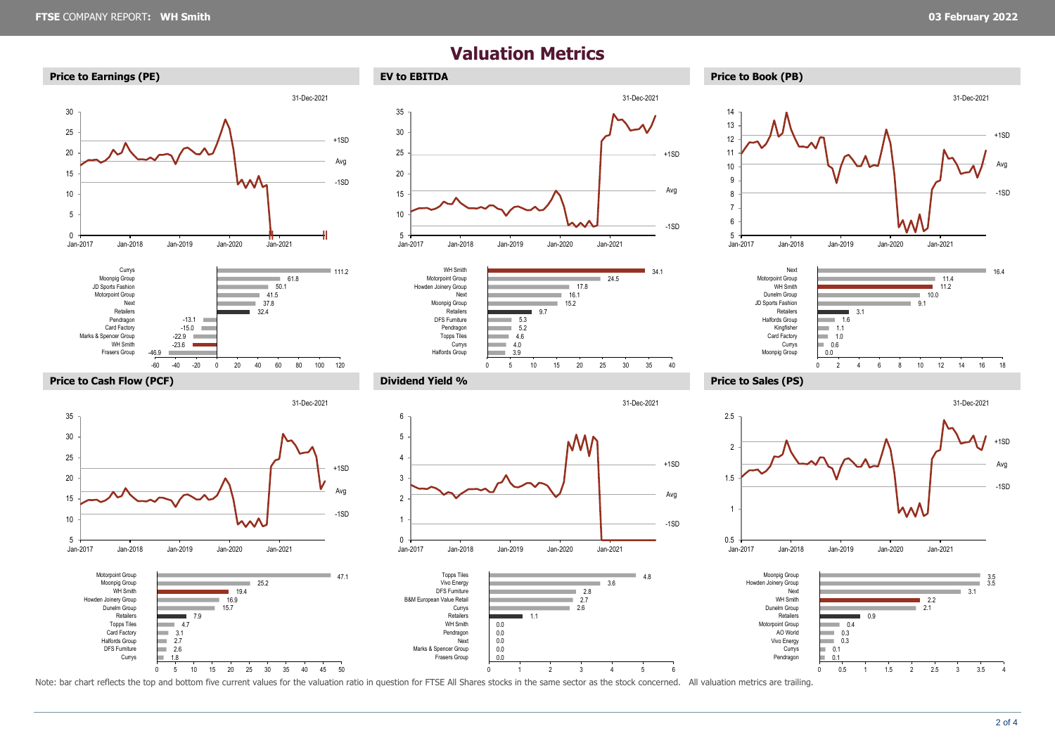# Valuation Metrics

## Price to Earnings (PE)

31-Dec-2021

+1SD
Avg
-1SD

| Company | PE |
| --- | --- |
| Currys | 111.2 |
| Moonpig Group | 61.8 |
| JD Sports Fashion | 50.1 |
| Motorpoint Group | 41.5 |
| Next | 37.8 |
| Retailers | 32.4 |
| Pendragon | -13.1 |
| Card Factory | -15.0 |
| Marks & Spencer Group | -22.9 |
| WH Smith | -23.6 |
| Frasers Group | -46.9 |

## EV to EBITDA

31-Dec-2021

+1SD
Avg
-1SD

| Company | EV to EBITDA |
| --- | --- |
| WH Smith | 34.1 |
| Motorpoint Group | 24.5 |
| Howden Joinery Group | 17.8 |
| Next | 16.1 |
| Moonpig Group | 15.2 |
| Retailers | 9.7 |
| DFS Furniture | 5.3 |
| Pendragon | 5.2 |
| Topps Tiles | 4.6 |
| Currys | 4.0 |
| Halfords Group | 3.9 |

## Price to Book (PB)

31-Dec-2021

+1SD
Avg
-1SD

| Company | PB |
| --- | --- |
| Next | 16.4 |
| Motorpoint Group | 11.4 |
| WH Smith | 11.2 |
| Dunelm Group | 10.0 |
| JD Sports Fashion | 9.1 |
| Retailers | 3.1 |
| Halfords Group | 1.6 |
| Kingfisher | 1.1 |
| Card Factory | 1.0 |
| Currys | 0.6 |
| Moonpig Group | 0.0 |

## Price to Cash Flow (PCF)

31-Dec-2021

+1SD
Avg
-1SD

| Company | PCF |
| --- | --- |
| Motorpoint Group | 47.1 |
| Moonpig Group | 25.2 |
| WH Smith | 19.4 |
| Howden Joinery Group | 16.9 |
| Dunelm Group | 15.7 |
| Retailers | 7.9 |
| Topps Tiles | 4.7 |
| Card Factory | 3.1 |
| Halfords Group | 2.7 |
| DFS Furniture | 2.6 |
| Currys | 1.8 |

## Dividend Yield %

31-Dec-2021

+1SD
Avg
-1SD

| Company | Dividend Yield % |
| --- | --- |
| Topps Tiles | 4.8 |
| Vivo Energy | 3.6 |
| DFS Furniture | 2.8 |
| B&M European Value Retail | 2.7 |
| Currys | 2.6 |
| Retailers | 1.1 |
| WH Smith | 0.0 |
| Pendragon | 0.0 |
| Next | 0.0 |
| Marks & Spencer Group | 0.0 |
| Frasers Group | 0.0 |

## Price to Sales (PS)

31-Dec-2021

+1SD
Avg
-1SD

| Company | PS |
| --- | --- |
| Moonpig Group | 3.5 |
| Howden Joinery Group | 3.5 |
| Next | 3.1 |
| WH Smith | 2.2 |
| Dunelm Group | 2.1 |
| Retailers | 0.9 |
| Motorpoint Group | 0.4 |
| AO World | 0.3 |
| Vivo Energy | 0.3 |
| Currys | 0.1 |
| Pendragon | 0.1 |

Note: bar chart reflects the top and bottom five current values for the valuation ratio in question for FTSE All Shares stocks in the same sector as the stock concerned. All valuation metrics are trailing.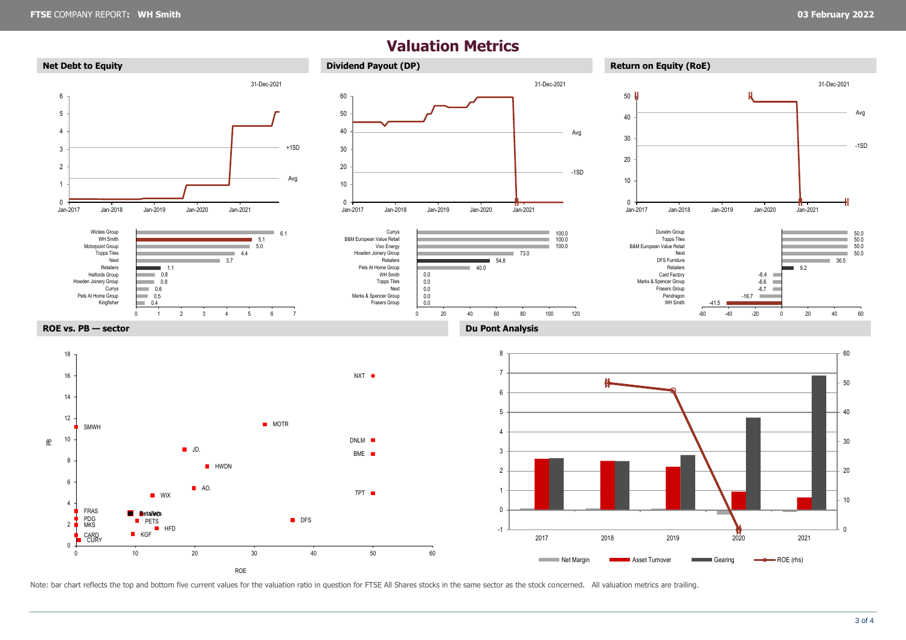# Valuation Metrics

## Net Debt to Equity

31-Dec-2021

| Company | Value |
|---|---|
| Wickes Group | 6.1 |
| WH Smith | 5.1 |
| Motorpoint Group | 5.0 |
| Topps Tiles | 4.4 |
| Next | 3.7 |
| Retailers | 1.1 |
| Halfords Group | 0.8 |
| Howden Joinery Group | 0.8 |
| Currys | 0.6 |
| Pets At Home Group | 0.5 |
| Kingfisher | 0.4 |

## Dividend Payout (DP)

31-Dec-2021

| Company | Value |
|---|---|
| Currys | 100.0 |
| B&M European Value Retail | 100.0 |
| Vivo Energy | 100.0 |
| Howden Joinery Group | 73.0 |
| Retailers | 54.8 |
| Pets At Home Group | 40.0 |
| WH Smith | 0.0 |
| Topps Tiles | 0.0 |
| Next | 0.0 |
| Marks & Spencer Group | 0.0 |
| Frasers Group | 0.0 |

## Return on Equity (RoE)

31-Dec-2021

| Company | Value |
|---|---|
| Dunelm Group | 50.0 |
| Topps Tiles | 50.0 |
| B&M European Value Retail | 50.0 |
| Next | 50.0 |
| DFS Furniture | 36.5 |
| Retailers | 9.2 |
| Card Factory | -6.4 |
| Marks & Spencer Group | -6.6 |
| Frasers Group | -6.7 |
| Pendragon | -16.7 |
| WH Smith | -41.5 |

## ROE vs. PB — sector

## Du Pont Analysis

Note: bar chart reflects the top and bottom five current values for the valuation ratio in question for FTSE All Shares stocks in the same sector as the stock concerned. All valuation metrics are trailing.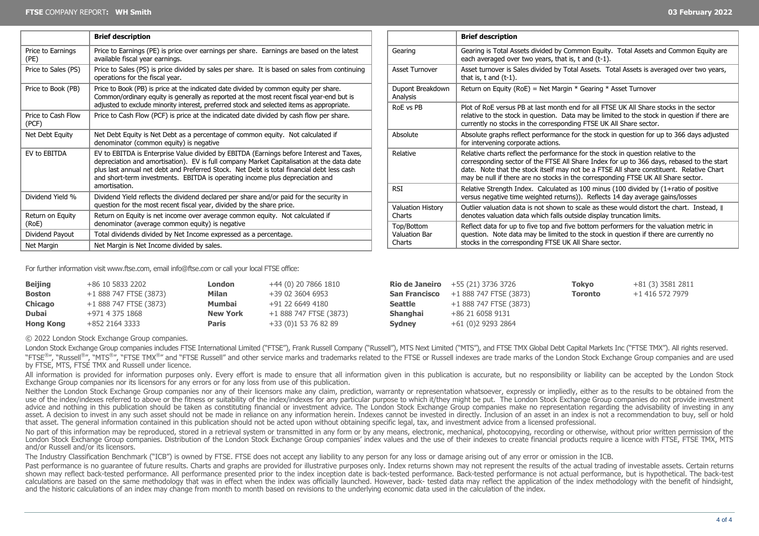| | Brief description |
|---|---|
| Price to Earnings (PE) | Price to Earnings (PE) is price over earnings per share. Earnings are based on the latest available fiscal year earnings. |
| Price to Sales (PS) | Price to Sales (PS) is price divided by sales per share. It is based on sales from continuing operations for the fiscal year. |
| Price to Book (PB) | Price to Book (PB) is price at the indicated date divided by common equity per share. Common/ordinary equity is generally as reported at the most recent fiscal year-end but is adjusted to exclude minority interest, preferred stock and selected items as appropriate. |
| Price to Cash Flow (PCF) | Price to Cash Flow (PCF) is price at the indicated date divided by cash flow per share. |
| Net Debt Equity | Net Debt Equity is Net Debt as a percentage of common equity. Not calculated if denominator (common equity) is negative |
| EV to EBITDA | EV to EBITDA is Enterprise Value divided by EBITDA (Earnings before Interest and Taxes, depreciation and amortisation). EV is full company Market Capitalisation at the data date plus last annual net debt and Preferred Stock. Net Debt is total financial debt less cash and short-term investments. EBITDA is operating income plus depreciation and amortisation. |
| Dividend Yield % | Dividend Yield reflects the dividend declared per share and/or paid for the security in question for the most recent fiscal year, divided by the share price. |
| Return on Equity (RoE) | Return on Equity is net income over average common equity. Not calculated if denominator (average common equity) is negative |
| Dividend Payout | Total dividends divided by Net Income expressed as a percentage. |
| Net Margin | Net Margin is Net Income divided by sales. |

| | Brief description |
|---|---|
| Gearing | Gearing is Total Assets divided by Common Equity. Total Assets and Common Equity are each averaged over two years, that is, t and (t-1). |
| Asset Turnover | Asset turnover is Sales divided by Total Assets. Total Assets is averaged over two years, that is, t and (t-1). |
| Dupont Breakdown Analysis | Return on Equity (RoE) = Net Margin * Gearing * Asset Turnover |
| RoE vs PB | Plot of RoE versus PB at last month end for all FTSE UK All Share stocks in the sector relative to the stock in question. Data may be limited to the stock in question if there are currently no stocks in the corresponding FTSE UK All Share sector. |
| Absolute | Absolute graphs reflect performance for the stock in question for up to 366 days adjusted for intervening corporate actions. |
| Relative | Relative charts reflect the performance for the stock in question relative to the corresponding sector of the FTSE All Share Index for up to 366 days, rebased to the start date. Note that the stock itself may not be a FTSE All share constituent. Relative Chart may be null if there are no stocks in the corresponding FTSE UK All Share sector. |
| RSI | Relative Strength Index. Calculated as 100 minus (100 divided by (1+ratio of positive versus negative time weighted returns)). Reflects 14 day average gains/losses |
| Valuation History Charts | Outlier valuation data is not shown to scale as these would distort the chart. Instead, ‖ denotes valuation data which falls outside display truncation limits. |
| Top/Bottom Valuation Bar Charts | Reflect data for up to five top and five bottom performers for the valuation metric in question. Note data may be limited to the stock in question if there are currently no stocks in the corresponding FTSE UK All Share sector. |

For further information visit www.ftse.com, email info@ftse.com or call your local FTSE office:

| | | | | | | | |
|---|---|---|---|---|---|---|---|
| **Beijing** | +86 10 5833 2202 | **London** | +44 (0) 20 7866 1810 | **Rio de Janeiro** | +55 (21) 3736 3726 | **Tokyo** | +81 (3) 3581 2811 |
| **Boston** | +1 888 747 FTSE (3873) | **Milan** | +39 02 3604 6953 | **San Francisco** | +1 888 747 FTSE (3873) | **Toronto** | +1 416 572 7979 |
| **Chicago** | +1 888 747 FTSE (3873) | **Mumbai** | +91 22 6649 4180 | **Seattle** | +1 888 747 FTSE (3873) | | |
| **Dubai** | +971 4 375 1868 | **New York** | +1 888 747 FTSE (3873) | **Shanghai** | +86 21 6058 9131 | | |
| **Hong Kong** | +852 2164 3333 | **Paris** | +33 (0)1 53 76 82 89 | **Sydney** | +61 (0)2 9293 2864 | | |

© 2022 London Stock Exchange Group companies.

London Stock Exchange Group companies includes FTSE International Limited ("FTSE"), Frank Russell Company ("Russell"), MTS Next Limited ("MTS"), and FTSE TMX Global Debt Capital Markets Inc ("FTSE TMX"). All rights reserved. "FTSE®", "Russell®", "MTS®", "FTSE TMX®" and "FTSE Russell" and other service marks and trademarks related to the FTSE or Russell indexes are trade marks of the London Stock Exchange Group companies and are used by FTSE, MTS, FTSE TMX and Russell under licence.

All information is provided for information purposes only. Every effort is made to ensure that all information given in this publication is accurate, but no responsibility or liability can be accepted by the London Stock Exchange Group companies nor its licensors for any errors or for any loss from use of this publication.

Neither the London Stock Exchange Group companies nor any of their licensors make any claim, prediction, warranty or representation whatsoever, expressly or impliedly, either as to the results to be obtained from the use of the index/indexes referred to above or the fitness or suitability of the index/indexes for any particular purpose to which it/they might be put. The London Stock Exchange Group companies do not provide investment advice and nothing in this publication should be taken as constituting financial or investment advice. The London Stock Exchange Group companies make no representation regarding the advisability of investing in any asset. A decision to invest in any such asset should not be made in reliance on any information herein. Indexes cannot be invested in directly. Inclusion of an asset in an index is not a recommendation to buy, sell or hold that asset. The general information contained in this publication should not be acted upon without obtaining specific legal, tax, and investment advice from a licensed professional.

No part of this information may be reproduced, stored in a retrieval system or transmitted in any form or by any means, electronic, mechanical, photocopying, recording or otherwise, without prior written permission of the London Stock Exchange Group companies. Distribution of the London Stock Exchange Group companies' index values and the use of their indexes to create financial products require a licence with FTSE, FTSE TMX, MTS and/or Russell and/or its licensors.

The Industry Classification Benchmark ("ICB") is owned by FTSE. FTSE does not accept any liability to any person for any loss or damage arising out of any error or omission in the ICB.

Past performance is no guarantee of future results. Charts and graphs are provided for illustrative purposes only. Index returns shown may not represent the results of the actual trading of investable assets. Certain returns shown may reflect back-tested performance. All performance presented prior to the index inception date is back-tested performance. Back-tested performance is not actual performance, but is hypothetical. The back-test calculations are based on the same methodology that was in effect when the index was officially launched. However, back- tested data may reflect the application of the index methodology with the benefit of hindsight, and the historic calculations of an index may change from month to month based on revisions to the underlying economic data used in the calculation of the index.